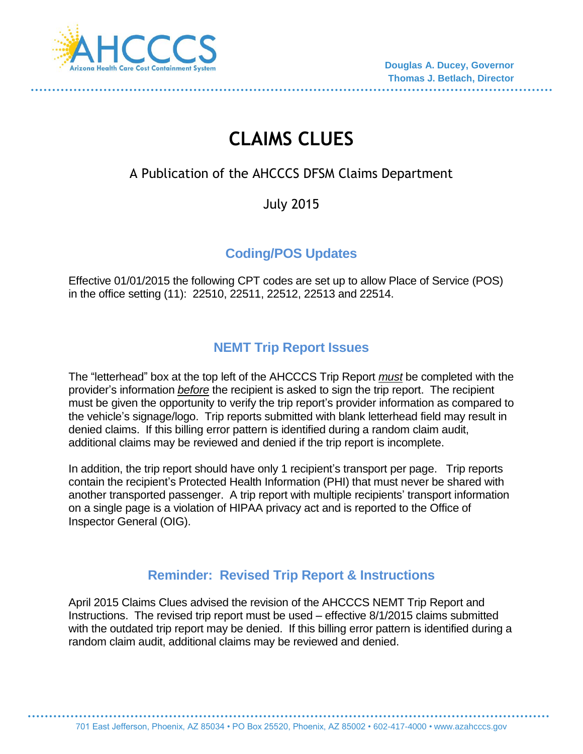Douglas A. Ducey, Governor
Thomas J. Betlach, Director

# CLAIMS CLUES

A Publication of the AHCCCS DFSM Claims Department

July 2015

## Coding/POS Updates

Effective 01/01/2015 the following CPT codes are set up to allow Place of Service (POS) in the office setting (11): 22510, 22511, 22512, 22513 and 22514.

## NEMT Trip Report Issues

The "letterhead" box at the top left of the AHCCCS Trip Report ***must*** be completed with the provider's information ***before*** the recipient is asked to sign the trip report. The recipient must be given the opportunity to verify the trip report's provider information as compared to the vehicle's signage/logo. Trip reports submitted with blank letterhead field may result in denied claims. If this billing error pattern is identified during a random claim audit, additional claims may be reviewed and denied if the trip report is incomplete.

In addition, the trip report should have only 1 recipient's transport per page. Trip reports contain the recipient's Protected Health Information (PHI) that must never be shared with another transported passenger. A trip report with multiple recipients' transport information on a single page is a violation of HIPAA privacy act and is reported to the Office of Inspector General (OIG).

## Reminder: Revised Trip Report & Instructions

April 2015 Claims Clues advised the revision of the AHCCCS NEMT Trip Report and Instructions. The revised trip report must be used – effective 8/1/2015 claims submitted with the outdated trip report may be denied. If this billing error pattern is identified during a random claim audit, additional claims may be reviewed and denied.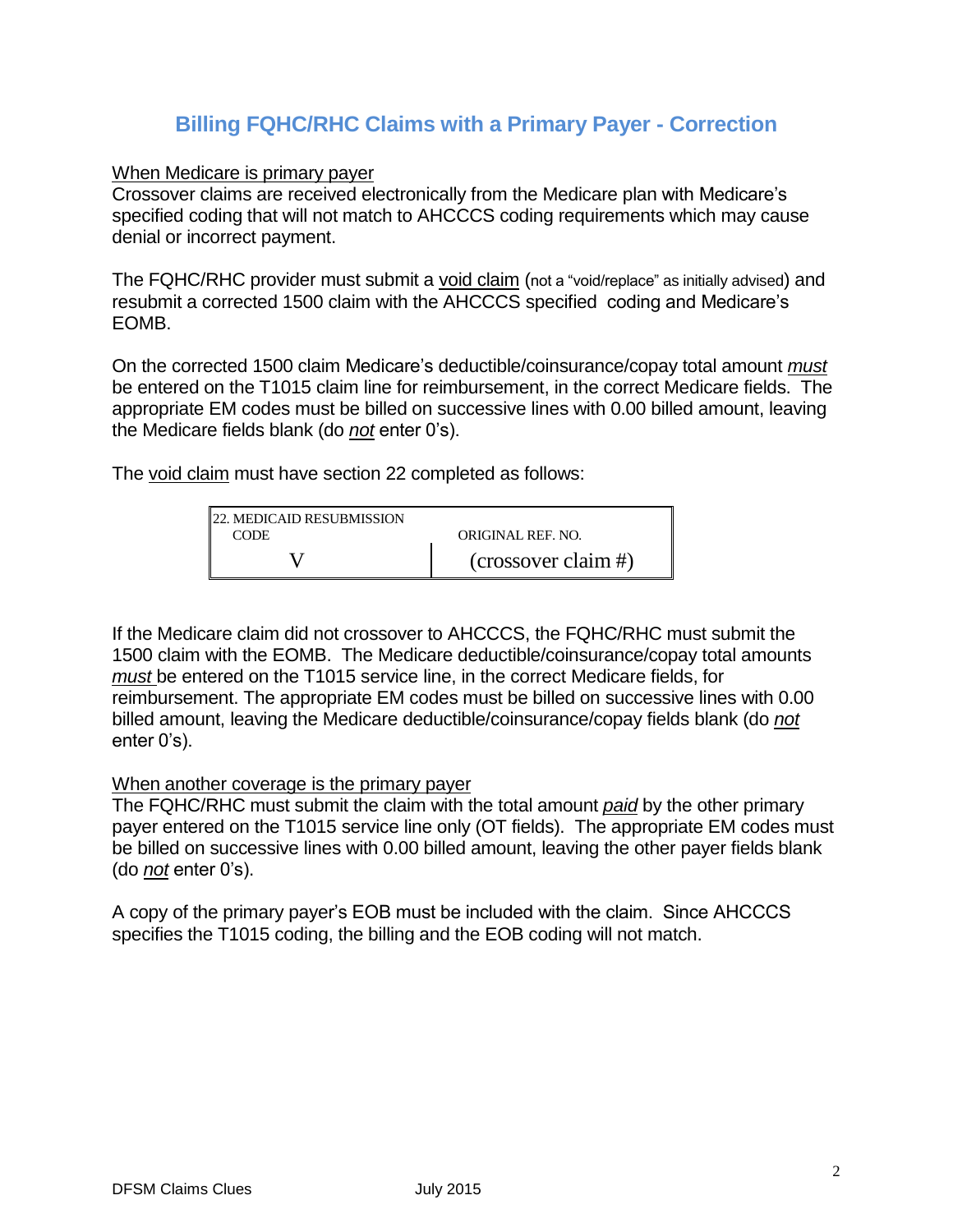## Billing FQHC/RHC Claims with a Primary Payer - Correction

When Medicare is primary payer

Crossover claims are received electronically from the Medicare plan with Medicare's specified coding that will not match to AHCCCS coding requirements which may cause denial or incorrect payment.

The FQHC/RHC provider must submit a void claim (not a "void/replace" as initially advised) and resubmit a corrected 1500 claim with the AHCCCS specified coding and Medicare's EOMB.

On the corrected 1500 claim Medicare's deductible/coinsurance/copay total amount *must* be entered on the T1015 claim line for reimbursement, in the correct Medicare fields. The appropriate EM codes must be billed on successive lines with 0.00 billed amount, leaving the Medicare fields blank (do *not* enter 0's).

The void claim must have section 22 completed as follows:

| 22. MEDICAID RESUBMISSION CODE | ORIGINAL REF. NO. |
|---|---|
| V | (crossover claim #) |

If the Medicare claim did not crossover to AHCCCS, the FQHC/RHC must submit the 1500 claim with the EOMB. The Medicare deductible/coinsurance/copay total amounts *must* be entered on the T1015 service line, in the correct Medicare fields, for reimbursement. The appropriate EM codes must be billed on successive lines with 0.00 billed amount, leaving the Medicare deductible/coinsurance/copay fields blank (do *not* enter 0's).

When another coverage is the primary payer

The FQHC/RHC must submit the claim with the total amount *paid* by the other primary payer entered on the T1015 service line only (OT fields). The appropriate EM codes must be billed on successive lines with 0.00 billed amount, leaving the other payer fields blank (do *not* enter 0's).

A copy of the primary payer's EOB must be included with the claim. Since AHCCCS specifies the T1015 coding, the billing and the EOB coding will not match.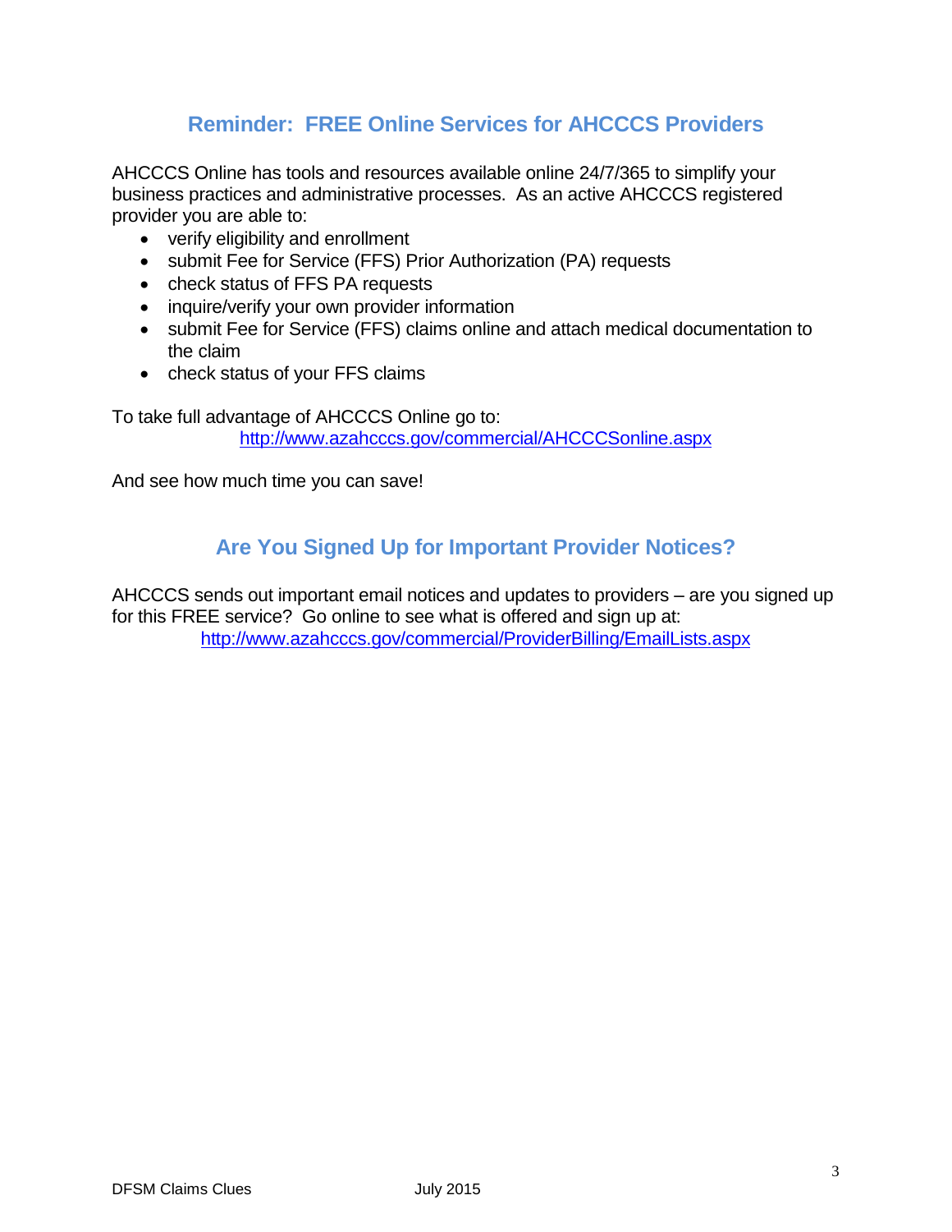## Reminder: FREE Online Services for AHCCCS Providers

AHCCCS Online has tools and resources available online 24/7/365 to simplify your business practices and administrative processes. As an active AHCCCS registered provider you are able to:

- verify eligibility and enrollment
- submit Fee for Service (FFS) Prior Authorization (PA) requests
- check status of FFS PA requests
- inquire/verify your own provider information
- submit Fee for Service (FFS) claims online and attach medical documentation to the claim
- check status of your FFS claims

To take full advantage of AHCCCS Online go to:
http://www.azahcccs.gov/commercial/AHCCCSonline.aspx

And see how much time you can save!

## Are You Signed Up for Important Provider Notices?

AHCCCS sends out important email notices and updates to providers – are you signed up for this FREE service? Go online to see what is offered and sign up at:
http://www.azahcccs.gov/commercial/ProviderBilling/EmailLists.aspx